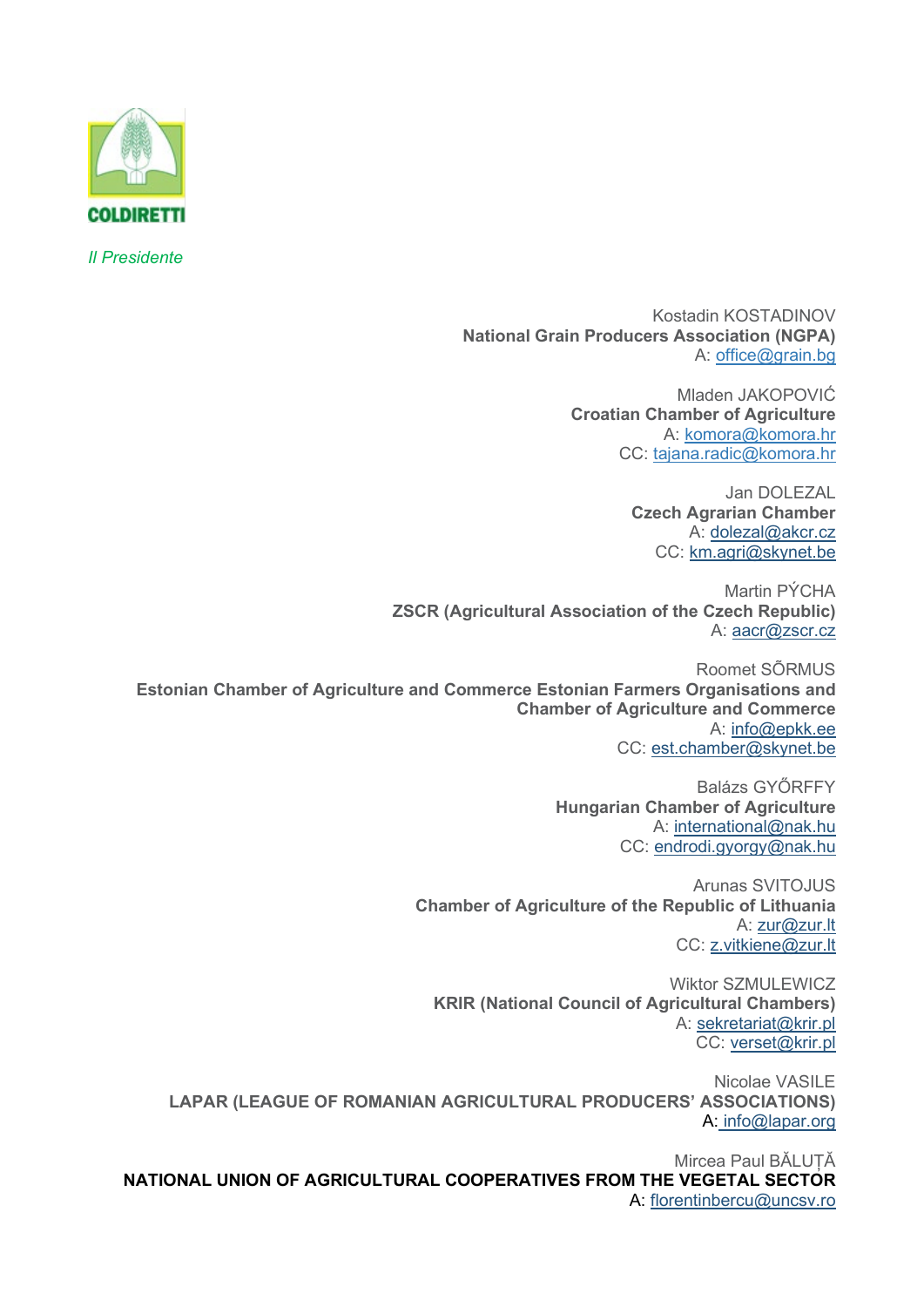COLDIRETTI

*Il Presidente*

Kostadin KOSTADINOV
**National Grain Producers Association (NGPA)**
A: office@grain.bg

Mladen JAKOPOVIĆ
**Croatian Chamber of Agriculture**
A: komora@komora.hr
CC: tajana.radic@komora.hr

Jan DOLEZAL
**Czech Agrarian Chamber**
A: dolezal@akcr.cz
CC: km.agri@skynet.be

Martin PÝCHA
**ZSCR (Agricultural Association of the Czech Republic)**
A: aacr@zscr.cz

Roomet SÕRMUS
**Estonian Chamber of Agriculture and Commerce Estonian Farmers Organisations and Chamber of Agriculture and Commerce**
A: info@epkk.ee
CC: est.chamber@skynet.be

Balázs GYŐRFFY
**Hungarian Chamber of Agriculture**
A: international@nak.hu
CC: endrodi.gyorgy@nak.hu

Arunas SVITOJUS
**Chamber of Agriculture of the Republic of Lithuania**
A: zur@zur.lt
CC: z.vitkiene@zur.lt

Wiktor SZMULEWICZ
**KRIR (National Council of Agricultural Chambers)**
A: sekretariat@krir.pl
CC: verset@krir.pl

Nicolae VASILE
**LAPAR (LEAGUE OF ROMANIAN AGRICULTURAL PRODUCERS' ASSOCIATIONS)**
A: info@lapar.org

Mircea Paul BĂLUȚĂ
**NATIONAL UNION OF AGRICULTURAL COOPERATIVES FROM THE VEGETAL SECTOR**
A: florentinbercu@uncsv.ro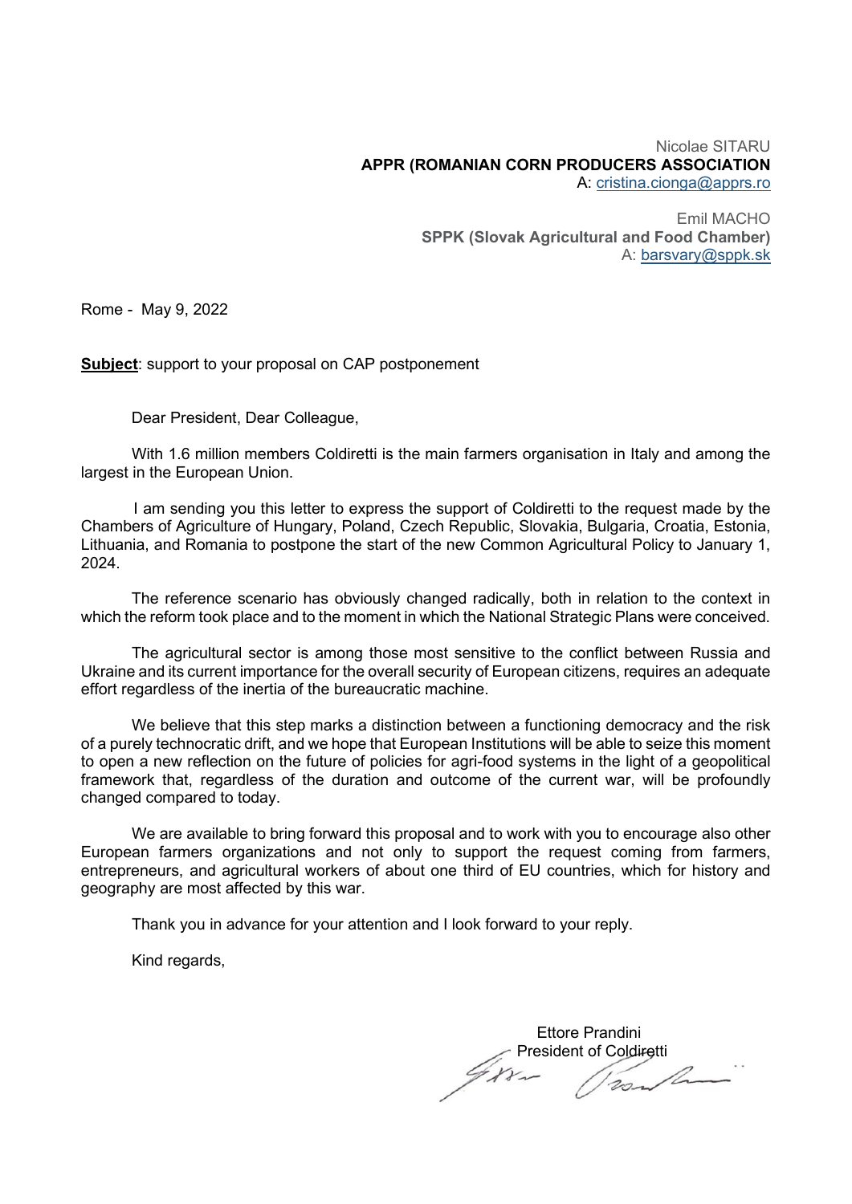Nicolae SITARU
**APPR (ROMANIAN CORN PRODUCERS ASSOCIATION**
A: cristina.cionga@apprs.ro

Emil MACHO
**SPPK (Slovak Agricultural and Food Chamber)**
A: barsvary@sppk.sk

Rome - May 9, 2022

**Subject**: support to your proposal on CAP postponement

Dear President, Dear Colleague,

With 1.6 million members Coldiretti is the main farmers organisation in Italy and among the largest in the European Union.

I am sending you this letter to express the support of Coldiretti to the request made by the Chambers of Agriculture of Hungary, Poland, Czech Republic, Slovakia, Bulgaria, Croatia, Estonia, Lithuania, and Romania to postpone the start of the new Common Agricultural Policy to January 1, 2024.

The reference scenario has obviously changed radically, both in relation to the context in which the reform took place and to the moment in which the National Strategic Plans were conceived.

The agricultural sector is among those most sensitive to the conflict between Russia and Ukraine and its current importance for the overall security of European citizens, requires an adequate effort regardless of the inertia of the bureaucratic machine.

We believe that this step marks a distinction between a functioning democracy and the risk of a purely technocratic drift, and we hope that European Institutions will be able to seize this moment to open a new reflection on the future of policies for agri-food systems in the light of a geopolitical framework that, regardless of the duration and outcome of the current war, will be profoundly changed compared to today.

We are available to bring forward this proposal and to work with you to encourage also other European farmers organizations and not only to support the request coming from farmers, entrepreneurs, and agricultural workers of about one third of EU countries, which for history and geography are most affected by this war.

Thank you in advance for your attention and I look forward to your reply.

Kind regards,

Ettore Prandini
President of Coldiretti